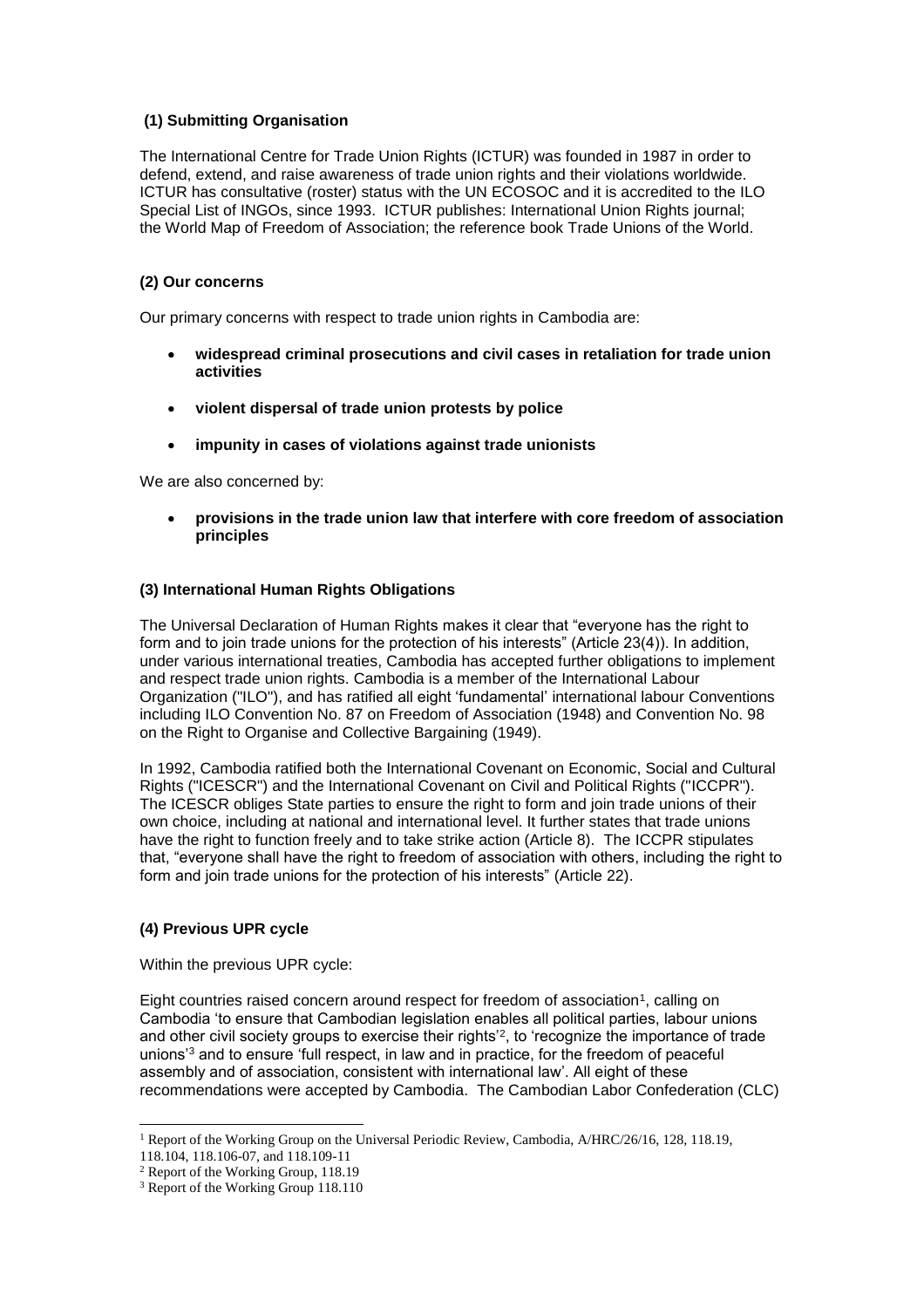### (1) Submitting Organisation

The International Centre for Trade Union Rights (ICTUR) was founded in 1987 in order to defend, extend, and raise awareness of trade union rights and their violations worldwide. ICTUR has consultative (roster) status with the UN ECOSOC and it is accredited to the ILO Special List of INGOs, since 1993. ICTUR publishes: International Union Rights journal; the World Map of Freedom of Association; the reference book Trade Unions of the World.

### (2) Our concerns

Our primary concerns with respect to trade union rights in Cambodia are:

- **widespread criminal prosecutions and civil cases in retaliation for trade union activities**
- **violent dispersal of trade union protests by police**
- **impunity in cases of violations against trade unionists**

We are also concerned by:

- **provisions in the trade union law that interfere with core freedom of association principles**

### (3) International Human Rights Obligations

The Universal Declaration of Human Rights makes it clear that "everyone has the right to form and to join trade unions for the protection of his interests" (Article 23(4)). In addition, under various international treaties, Cambodia has accepted further obligations to implement and respect trade union rights. Cambodia is a member of the International Labour Organization ("ILO"), and has ratified all eight 'fundamental' international labour Conventions including ILO Convention No. 87 on Freedom of Association (1948) and Convention No. 98 on the Right to Organise and Collective Bargaining (1949).

In 1992, Cambodia ratified both the International Covenant on Economic, Social and Cultural Rights ("ICESCR") and the International Covenant on Civil and Political Rights ("ICCPR"). The ICESCR obliges State parties to ensure the right to form and join trade unions of their own choice, including at national and international level. It further states that trade unions have the right to function freely and to take strike action (Article 8). The ICCPR stipulates that, "everyone shall have the right to freedom of association with others, including the right to form and join trade unions for the protection of his interests" (Article 22).

### (4) Previous UPR cycle

Within the previous UPR cycle:

Eight countries raised concern around respect for freedom of association[1], calling on Cambodia 'to ensure that Cambodian legislation enables all political parties, labour unions and other civil society groups to exercise their rights'[2], to 'recognize the importance of trade unions'[3] and to ensure 'full respect, in law and in practice, for the freedom of peaceful assembly and of association, consistent with international law'. All eight of these recommendations were accepted by Cambodia. The Cambodian Labor Confederation (CLC)

---

[1] Report of the Working Group on the Universal Periodic Review, Cambodia, A/HRC/26/16, 128, 118.19, 118.104, 118.106-07, and 118.109-11

[2] Report of the Working Group, 118.19

[3] Report of the Working Group 118.110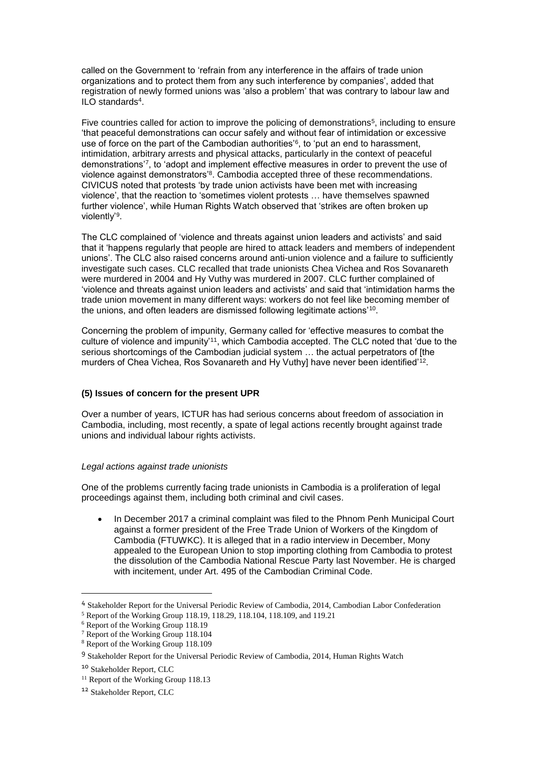called on the Government to 'refrain from any interference in the affairs of trade union organizations and to protect them from any such interference by companies', added that registration of newly formed unions was 'also a problem' that was contrary to labour law and ILO standards[4].

Five countries called for action to improve the policing of demonstrations[5], including to ensure 'that peaceful demonstrations can occur safely and without fear of intimidation or excessive use of force on the part of the Cambodian authorities'[6], to 'put an end to harassment, intimidation, arbitrary arrests and physical attacks, particularly in the context of peaceful demonstrations'[7], to 'adopt and implement effective measures in order to prevent the use of violence against demonstrators'[8]. Cambodia accepted three of these recommendations. CIVICUS noted that protests 'by trade union activists have been met with increasing violence', that the reaction to 'sometimes violent protests … have themselves spawned further violence', while Human Rights Watch observed that 'strikes are often broken up violently'[9].

The CLC complained of 'violence and threats against union leaders and activists' and said that it 'happens regularly that people are hired to attack leaders and members of independent unions'. The CLC also raised concerns around anti-union violence and a failure to sufficiently investigate such cases. CLC recalled that trade unionists Chea Vichea and Ros Sovanareth were murdered in 2004 and Hy Vuthy was murdered in 2007. CLC further complained of 'violence and threats against union leaders and activists' and said that 'intimidation harms the trade union movement in many different ways: workers do not feel like becoming member of the unions, and often leaders are dismissed following legitimate actions'[10].

Concerning the problem of impunity, Germany called for 'effective measures to combat the culture of violence and impunity'[11], which Cambodia accepted. The CLC noted that 'due to the serious shortcomings of the Cambodian judicial system … the actual perpetrators of [the murders of Chea Vichea, Ros Sovanareth and Hy Vuthy] have never been identified'[12].

### (5) Issues of concern for the present UPR

Over a number of years, ICTUR has had serious concerns about freedom of association in Cambodia, including, most recently, a spate of legal actions recently brought against trade unions and individual labour rights activists.

*Legal actions against trade unionists*

One of the problems currently facing trade unionists in Cambodia is a proliferation of legal proceedings against them, including both criminal and civil cases.

- In December 2017 a criminal complaint was filed to the Phnom Penh Municipal Court against a former president of the Free Trade Union of Workers of the Kingdom of Cambodia (FTUWKC). It is alleged that in a radio interview in December, Mony appealed to the European Union to stop importing clothing from Cambodia to protest the dissolution of the Cambodia National Rescue Party last November. He is charged with incitement, under Art. 495 of the Cambodian Criminal Code.

---

[4] Stakeholder Report for the Universal Periodic Review of Cambodia, 2014, Cambodian Labor Confederation

[5] Report of the Working Group 118.19, 118.29, 118.104, 118.109, and 119.21

[6] Report of the Working Group 118.19

[7] Report of the Working Group 118.104

[8] Report of the Working Group 118.109

[9] Stakeholder Report for the Universal Periodic Review of Cambodia, 2014, Human Rights Watch

[10] Stakeholder Report, CLC

[11] Report of the Working Group 118.13

[12] Stakeholder Report, CLC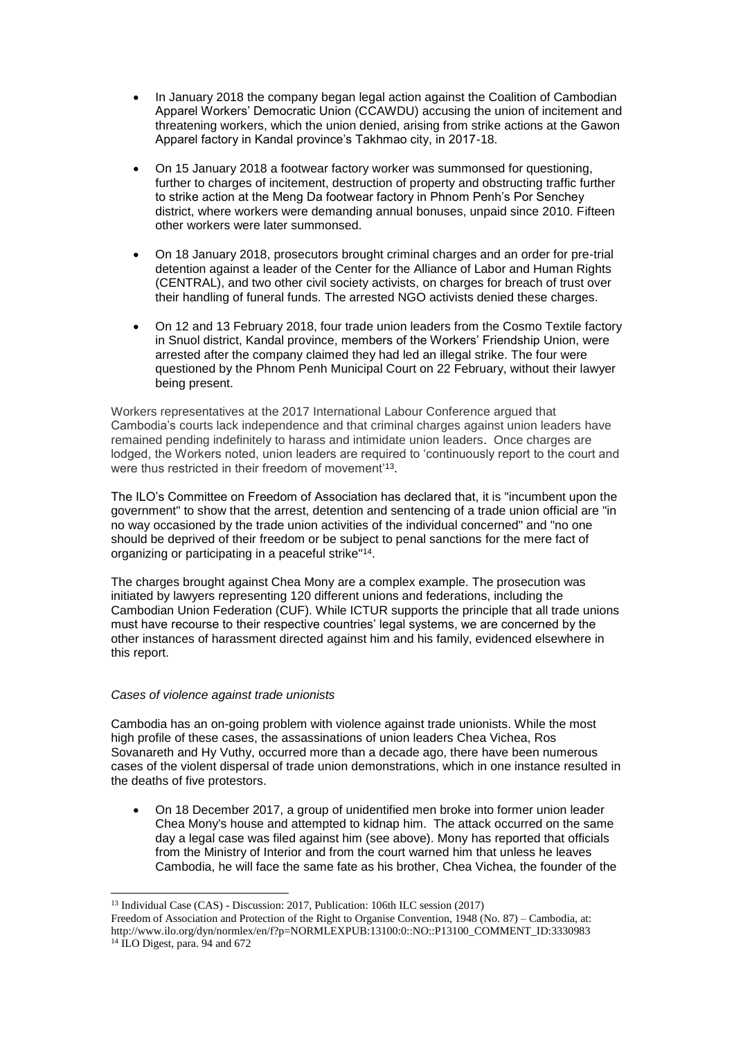- In January 2018 the company began legal action against the Coalition of Cambodian Apparel Workers' Democratic Union (CCAWDU) accusing the union of incitement and threatening workers, which the union denied, arising from strike actions at the Gawon Apparel factory in Kandal province's Takhmao city, in 2017-18.

- On 15 January 2018 a footwear factory worker was summonsed for questioning, further to charges of incitement, destruction of property and obstructing traffic further to strike action at the Meng Da footwear factory in Phnom Penh's Por Senchey district, where workers were demanding annual bonuses, unpaid since 2010. Fifteen other workers were later summonsed.

- On 18 January 2018, prosecutors brought criminal charges and an order for pre-trial detention against a leader of the Center for the Alliance of Labor and Human Rights (CENTRAL), and two other civil society activists, on charges for breach of trust over their handling of funeral funds. The arrested NGO activists denied these charges.

- On 12 and 13 February 2018, four trade union leaders from the Cosmo Textile factory in Snuol district, Kandal province, members of the Workers' Friendship Union, were arrested after the company claimed they had led an illegal strike. The four were questioned by the Phnom Penh Municipal Court on 22 February, without their lawyer being present.

Workers representatives at the 2017 International Labour Conference argued that Cambodia's courts lack independence and that criminal charges against union leaders have remained pending indefinitely to harass and intimidate union leaders. Once charges are lodged, the Workers noted, union leaders are required to 'continuously report to the court and were thus restricted in their freedom of movement'[13].

The ILO's Committee on Freedom of Association has declared that, it is "incumbent upon the government" to show that the arrest, detention and sentencing of a trade union official are "in no way occasioned by the trade union activities of the individual concerned" and "no one should be deprived of their freedom or be subject to penal sanctions for the mere fact of organizing or participating in a peaceful strike"[14].

The charges brought against Chea Mony are a complex example. The prosecution was initiated by lawyers representing 120 different unions and federations, including the Cambodian Union Federation (CUF). While ICTUR supports the principle that all trade unions must have recourse to their respective countries' legal systems, we are concerned by the other instances of harassment directed against him and his family, evidenced elsewhere in this report.

*Cases of violence against trade unionists*

Cambodia has an on-going problem with violence against trade unionists. While the most high profile of these cases, the assassinations of union leaders Chea Vichea, Ros Sovanareth and Hy Vuthy, occurred more than a decade ago, there have been numerous cases of the violent dispersal of trade union demonstrations, which in one instance resulted in the deaths of five protestors.

- On 18 December 2017, a group of unidentified men broke into former union leader Chea Mony's house and attempted to kidnap him. The attack occurred on the same day a legal case was filed against him (see above). Mony has reported that officials from the Ministry of Interior and from the court warned him that unless he leaves Cambodia, he will face the same fate as his brother, Chea Vichea, the founder of the

---

[13] Individual Case (CAS) - Discussion: 2017, Publication: 106th ILC session (2017) Freedom of Association and Protection of the Right to Organise Convention, 1948 (No. 87) – Cambodia, at: http://www.ilo.org/dyn/normlex/en/f?p=NORMLEXPUB:13100:0::NO::P13100_COMMENT_ID:3330983

[14] ILO Digest, para. 94 and 672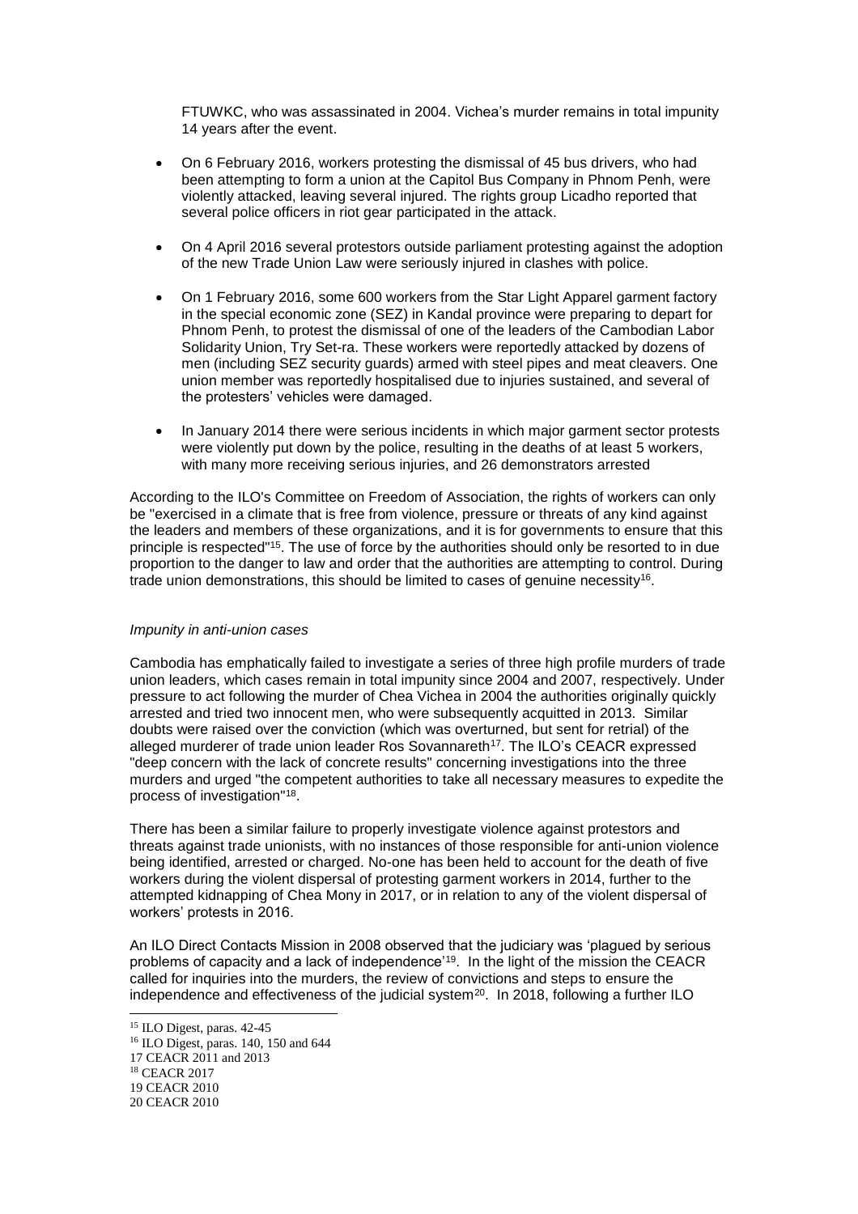FTUWKC, who was assassinated in 2004. Vichea's murder remains in total impunity 14 years after the event.

- On 6 February 2016, workers protesting the dismissal of 45 bus drivers, who had been attempting to form a union at the Capitol Bus Company in Phnom Penh, were violently attacked, leaving several injured. The rights group Licadho reported that several police officers in riot gear participated in the attack.
- On 4 April 2016 several protestors outside parliament protesting against the adoption of the new Trade Union Law were seriously injured in clashes with police.
- On 1 February 2016, some 600 workers from the Star Light Apparel garment factory in the special economic zone (SEZ) in Kandal province were preparing to depart for Phnom Penh, to protest the dismissal of one of the leaders of the Cambodian Labor Solidarity Union, Try Set-ra. These workers were reportedly attacked by dozens of men (including SEZ security guards) armed with steel pipes and meat cleavers. One union member was reportedly hospitalised due to injuries sustained, and several of the protesters' vehicles were damaged.
- In January 2014 there were serious incidents in which major garment sector protests were violently put down by the police, resulting in the deaths of at least 5 workers, with many more receiving serious injuries, and 26 demonstrators arrested

According to the ILO's Committee on Freedom of Association, the rights of workers can only be "exercised in a climate that is free from violence, pressure or threats of any kind against the leaders and members of these organizations, and it is for governments to ensure that this principle is respected"[15]. The use of force by the authorities should only be resorted to in due proportion to the danger to law and order that the authorities are attempting to control. During trade union demonstrations, this should be limited to cases of genuine necessity[16].

*Impunity in anti-union cases*

Cambodia has emphatically failed to investigate a series of three high profile murders of trade union leaders, which cases remain in total impunity since 2004 and 2007, respectively. Under pressure to act following the murder of Chea Vichea in 2004 the authorities originally quickly arrested and tried two innocent men, who were subsequently acquitted in 2013. Similar doubts were raised over the conviction (which was overturned, but sent for retrial) of the alleged murderer of trade union leader Ros Sovannareth[17]. The ILO's CEACR expressed "deep concern with the lack of concrete results" concerning investigations into the three murders and urged "the competent authorities to take all necessary measures to expedite the process of investigation"[18].

There has been a similar failure to properly investigate violence against protestors and threats against trade unionists, with no instances of those responsible for anti-union violence being identified, arrested or charged. No-one has been held to account for the death of five workers during the violent dispersal of protesting garment workers in 2014, further to the attempted kidnapping of Chea Mony in 2017, or in relation to any of the violent dispersal of workers' protests in 2016.

An ILO Direct Contacts Mission in 2008 observed that the judiciary was 'plagued by serious problems of capacity and a lack of independence'[19]. In the light of the mission the CEACR called for inquiries into the murders, the review of convictions and steps to ensure the independence and effectiveness of the judicial system[20]. In 2018, following a further ILO

---

[15] ILO Digest, paras. 42-45

[16] ILO Digest, paras. 140, 150 and 644

[17] CEACR 2011 and 2013

[18] CEACR 2017

[19] CEACR 2010

[20] CEACR 2010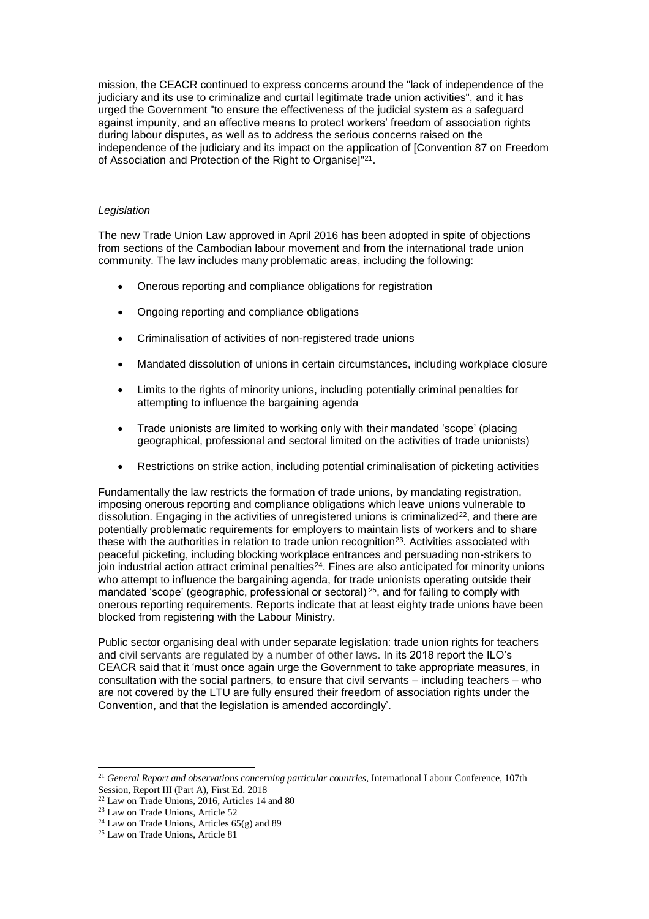mission, the CEACR continued to express concerns around the "lack of independence of the judiciary and its use to criminalize and curtail legitimate trade union activities", and it has urged the Government "to ensure the effectiveness of the judicial system as a safeguard against impunity, and an effective means to protect workers' freedom of association rights during labour disputes, as well as to address the serious concerns raised on the independence of the judiciary and its impact on the application of [Convention 87 on Freedom of Association and Protection of the Right to Organise]"[21].

*Legislation*

The new Trade Union Law approved in April 2016 has been adopted in spite of objections from sections of the Cambodian labour movement and from the international trade union community. The law includes many problematic areas, including the following:

- Onerous reporting and compliance obligations for registration
- Ongoing reporting and compliance obligations
- Criminalisation of activities of non-registered trade unions
- Mandated dissolution of unions in certain circumstances, including workplace closure
- Limits to the rights of minority unions, including potentially criminal penalties for attempting to influence the bargaining agenda
- Trade unionists are limited to working only with their mandated 'scope' (placing geographical, professional and sectoral limited on the activities of trade unionists)
- Restrictions on strike action, including potential criminalisation of picketing activities

Fundamentally the law restricts the formation of trade unions, by mandating registration, imposing onerous reporting and compliance obligations which leave unions vulnerable to dissolution. Engaging in the activities of unregistered unions is criminalized[22], and there are potentially problematic requirements for employers to maintain lists of workers and to share these with the authorities in relation to trade union recognition[23]. Activities associated with peaceful picketing, including blocking workplace entrances and persuading non-strikers to join industrial action attract criminal penalties[24]. Fines are also anticipated for minority unions who attempt to influence the bargaining agenda, for trade unionists operating outside their mandated 'scope' (geographic, professional or sectoral) [25], and for failing to comply with onerous reporting requirements. Reports indicate that at least eighty trade unions have been blocked from registering with the Labour Ministry.

Public sector organising deal with under separate legislation: trade union rights for teachers and civil servants are regulated by a number of other laws. In its 2018 report the ILO's CEACR said that it 'must once again urge the Government to take appropriate measures, in consultation with the social partners, to ensure that civil servants – including teachers – who are not covered by the LTU are fully ensured their freedom of association rights under the Convention, and that the legislation is amended accordingly'.

---

[21] *General Report and observations concerning particular countries*, International Labour Conference, 107th Session, Report III (Part A), First Ed. 2018

[22] Law on Trade Unions, 2016, Articles 14 and 80

[23] Law on Trade Unions, Article 52

[24] Law on Trade Unions, Articles 65(g) and 89

[25] Law on Trade Unions, Article 81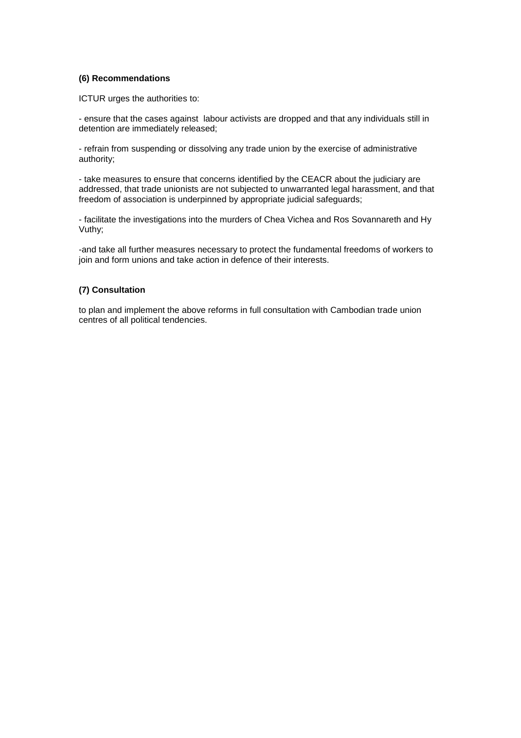**(6) Recommendations**

ICTUR urges the authorities to:

- ensure that the cases against labour activists are dropped and that any individuals still in detention are immediately released;

- refrain from suspending or dissolving any trade union by the exercise of administrative authority;

- take measures to ensure that concerns identified by the CEACR about the judiciary are addressed, that trade unionists are not subjected to unwarranted legal harassment, and that freedom of association is underpinned by appropriate judicial safeguards;

- facilitate the investigations into the murders of Chea Vichea and Ros Sovannareth and Hy Vuthy;

-and take all further measures necessary to protect the fundamental freedoms of workers to join and form unions and take action in defence of their interests.

**(7) Consultation**

to plan and implement the above reforms in full consultation with Cambodian trade union centres of all political tendencies.